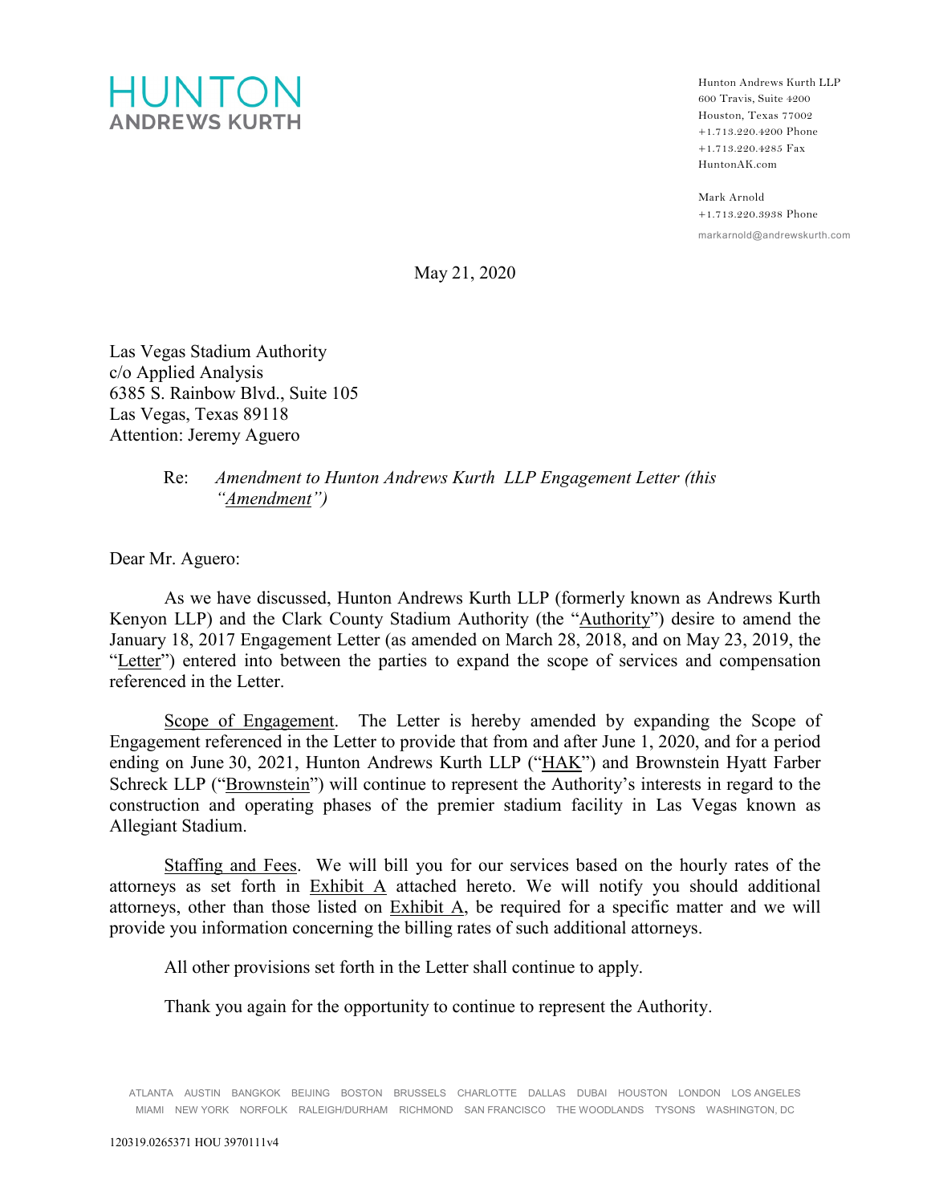# HUNTON
## ANDREWS KURTH

Hunton Andrews Kurth LLP
600 Travis, Suite 4200
Houston, Texas 77002
+1.713.220.4200 Phone
+1.713.220.4285 Fax
HuntonAK.com

Mark Arnold
+1.713.220.3938 Phone
markarnold@andrewskurth.com

May 21, 2020

Las Vegas Stadium Authority
c/o Applied Analysis
6385 S. Rainbow Blvd., Suite 105
Las Vegas, Texas 89118
Attention: Jeremy Aguero

Re: *Amendment to Hunton Andrews Kurth LLP Engagement Letter (this "Amendment")*

Dear Mr. Aguero:

As we have discussed, Hunton Andrews Kurth LLP (formerly known as Andrews Kurth Kenyon LLP) and the Clark County Stadium Authority (the "Authority") desire to amend the January 18, 2017 Engagement Letter (as amended on March 28, 2018, and on May 23, 2019, the "Letter") entered into between the parties to expand the scope of services and compensation referenced in the Letter.

Scope of Engagement. The Letter is hereby amended by expanding the Scope of Engagement referenced in the Letter to provide that from and after June 1, 2020, and for a period ending on June 30, 2021, Hunton Andrews Kurth LLP ("HAK") and Brownstein Hyatt Farber Schreck LLP ("Brownstein") will continue to represent the Authority's interests in regard to the construction and operating phases of the premier stadium facility in Las Vegas known as Allegiant Stadium.

Staffing and Fees. We will bill you for our services based on the hourly rates of the attorneys as set forth in Exhibit A attached hereto. We will notify you should additional attorneys, other than those listed on Exhibit A, be required for a specific matter and we will provide you information concerning the billing rates of such additional attorneys.

All other provisions set forth in the Letter shall continue to apply.

Thank you again for the opportunity to continue to represent the Authority.

ATLANTA AUSTIN BANGKOK BEIJING BOSTON BRUSSELS CHARLOTTE DALLAS DUBAI HOUSTON LONDON LOS ANGELES MIAMI NEW YORK NORFOLK RALEIGH/DURHAM RICHMOND SAN FRANCISCO THE WOODLANDS TYSONS WASHINGTON, DC

120319.0265371 HOU 3970111v4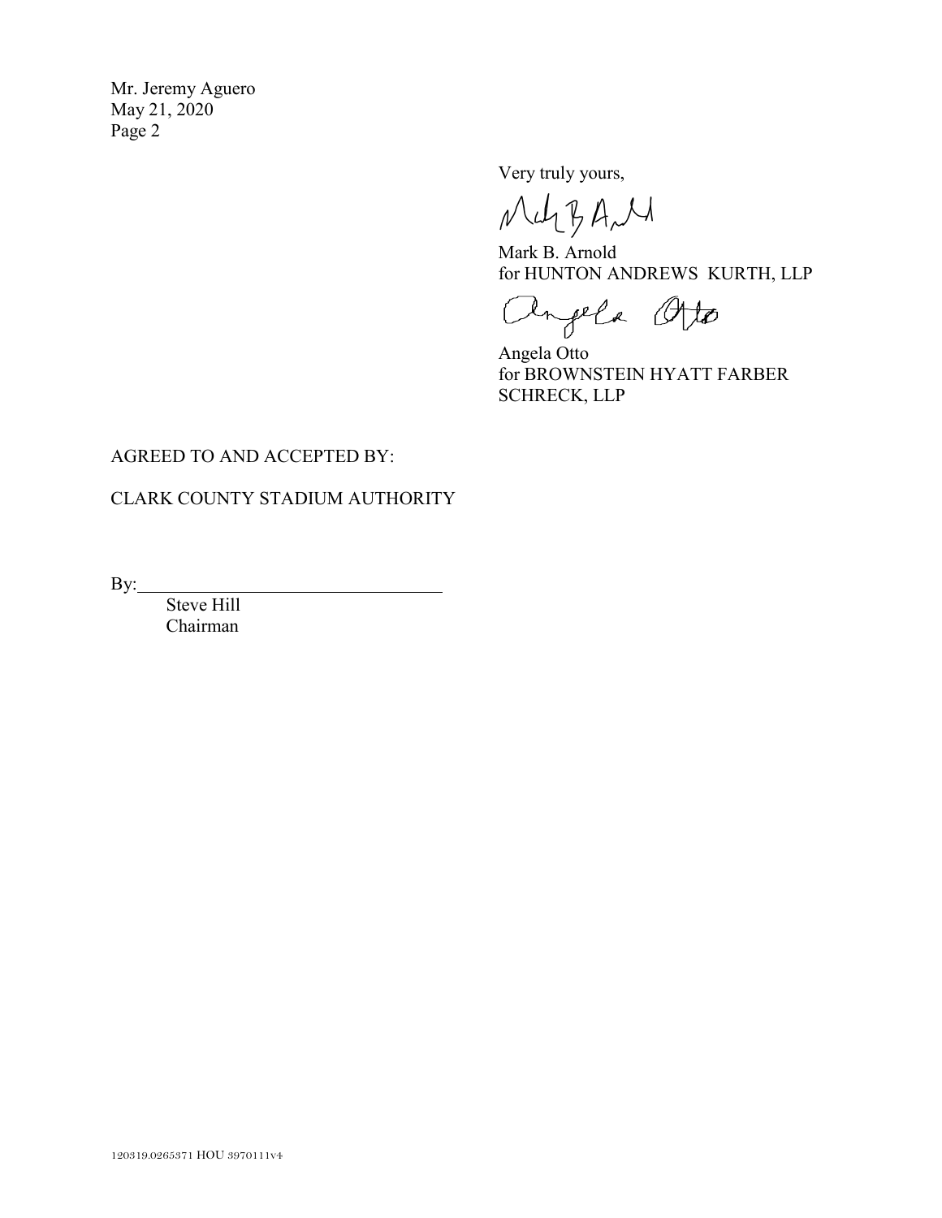Mr. Jeremy Aguero
May 21, 2020
Page 2

Very truly yours,

Mark B. Arnold
for HUNTON ANDREWS KURTH, LLP

Angela Otto
for BROWNSTEIN HYATT FARBER SCHRECK, LLP

AGREED TO AND ACCEPTED BY:

CLARK COUNTY STADIUM AUTHORITY

By:\_\_\_\_\_\_\_\_\_\_\_\_\_\_\_\_\_\_\_\_\_\_\_\_\_\_\_\_\_\_\_\_
Steve Hill
Chairman

120319.0265371 HOU 3970111v4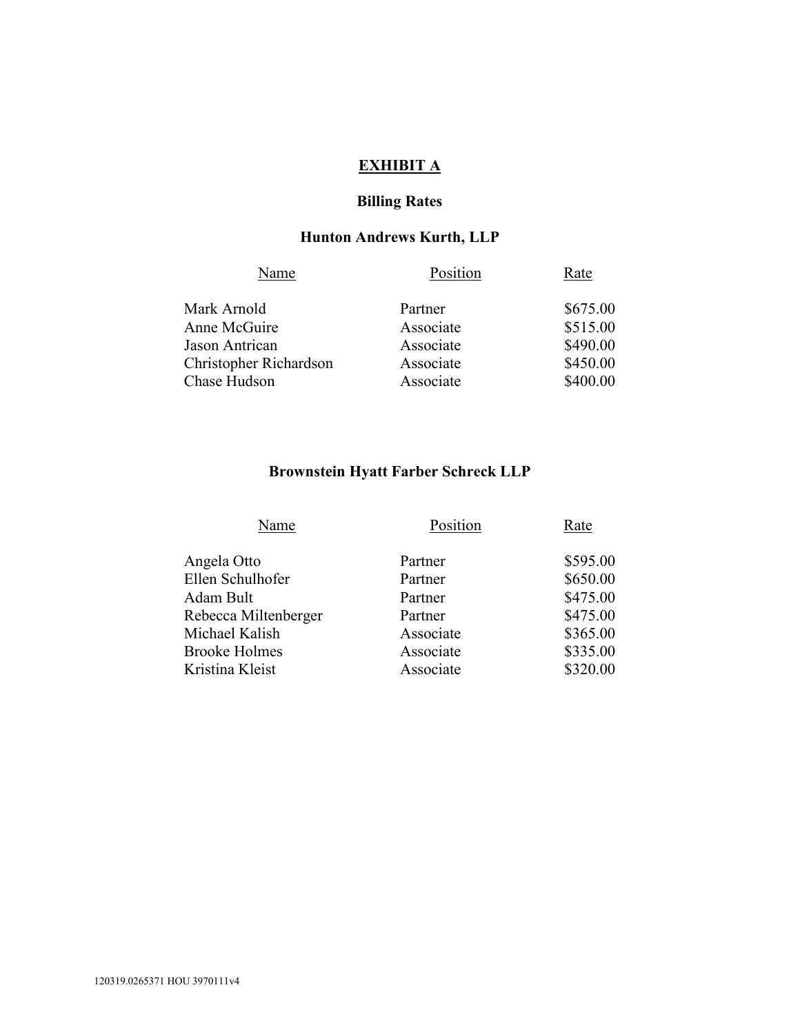# EXHIBIT A

## Billing Rates

### Hunton Andrews Kurth, LLP

| Name | Position | Rate |
|---|---|---|
| Mark Arnold | Partner | $675.00 |
| Anne McGuire | Associate | $515.00 |
| Jason Antrican | Associate | $490.00 |
| Christopher Richardson | Associate | $450.00 |
| Chase Hudson | Associate | $400.00 |

### Brownstein Hyatt Farber Schreck LLP

| Name | Position | Rate |
|---|---|---|
| Angela Otto | Partner | $595.00 |
| Ellen Schulhofer | Partner | $650.00 |
| Adam Bult | Partner | $475.00 |
| Rebecca Miltenberger | Partner | $475.00 |
| Michael Kalish | Associate | $365.00 |
| Brooke Holmes | Associate | $335.00 |
| Kristina Kleist | Associate | $320.00 |

120319.0265371 HOU 3970111v4